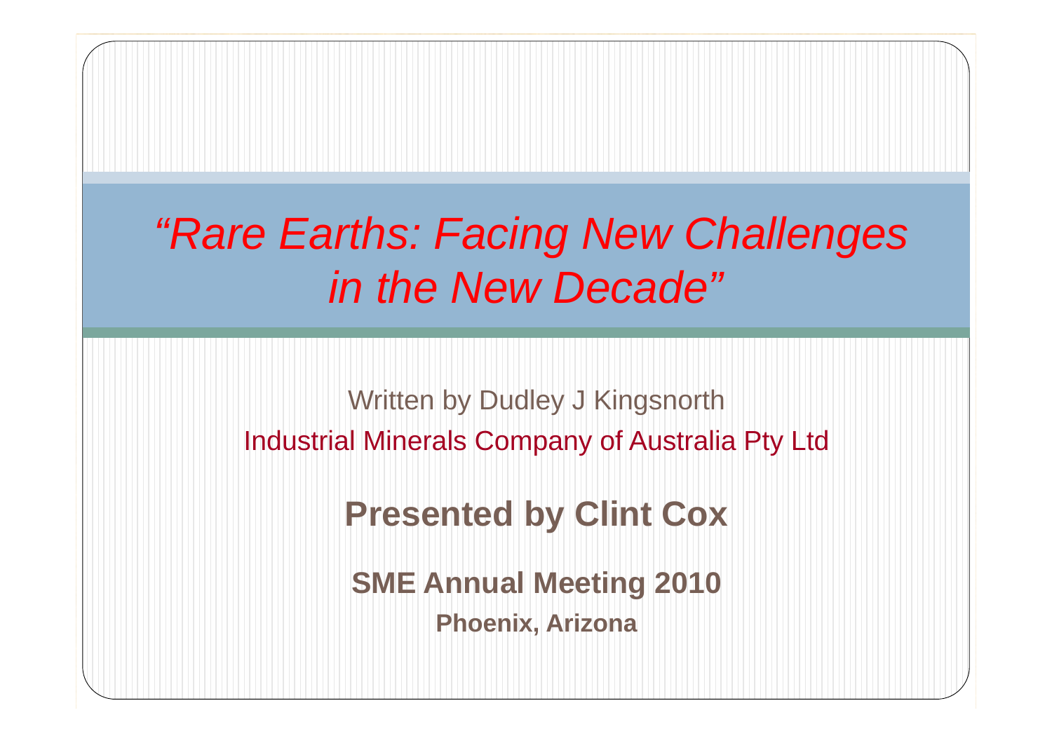# *"Rare Earths: Facing New Challenges in the New Decade"*

Written by Dudley J Kingsnorth

Industrial Minerals Company of Australia Pty Ltd

**Presented by Clint Cox**

**SME Annual Meeting 2010**

**Phoenix, Arizona**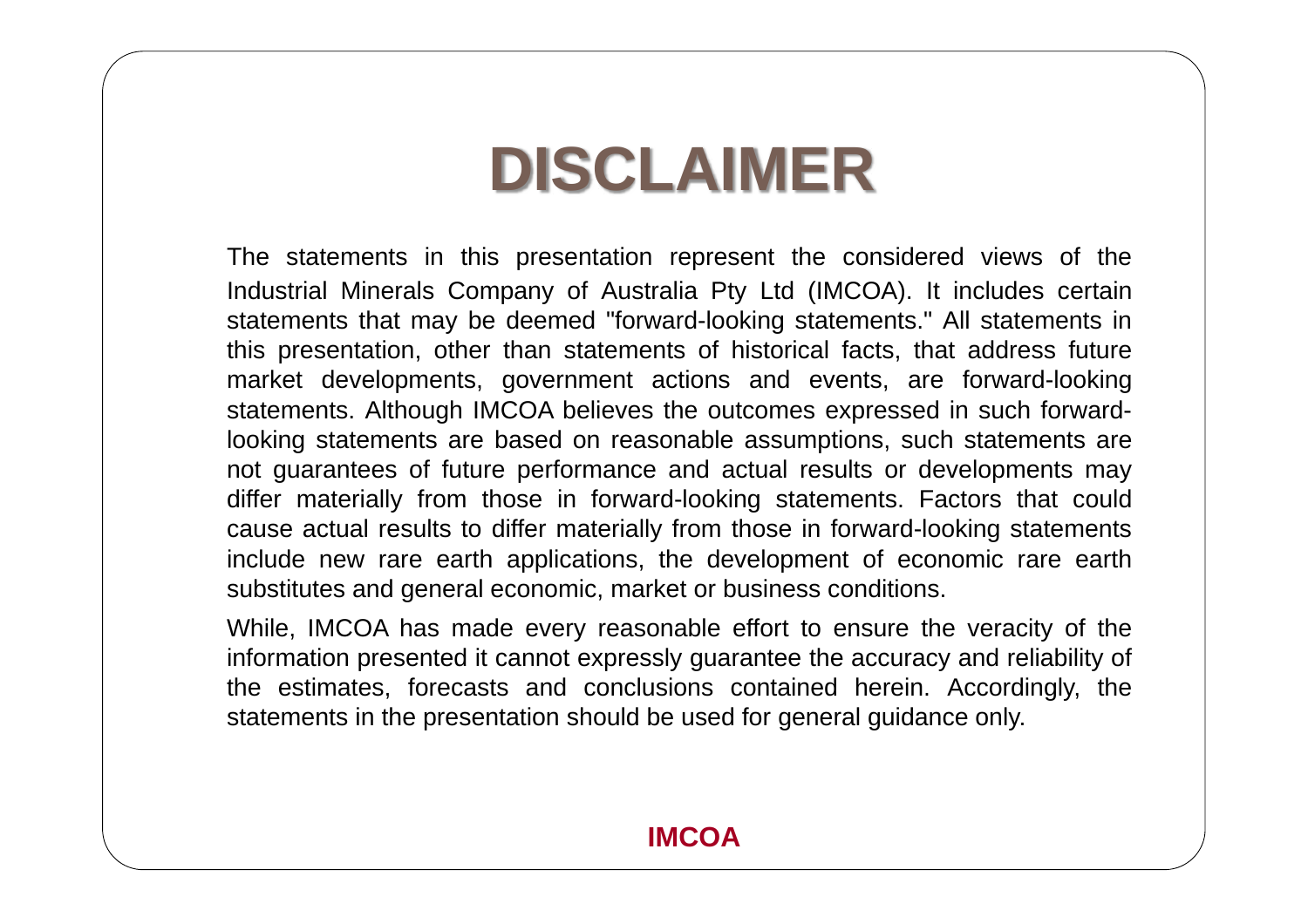# DISCLAIMER

The statements in this presentation represent the considered views of the Industrial Minerals Company of Australia Pty Ltd (IMCOA). It includes certain statements that may be deemed "forward-looking statements." All statements in this presentation, other than statements of historical facts, that address future market developments, government actions and events, are forward-looking statements. Although IMCOA believes the outcomes expressed in such forward-looking statements are based on reasonable assumptions, such statements are not guarantees of future performance and actual results or developments may differ materially from those in forward-looking statements. Factors that could cause actual results to differ materially from those in forward-looking statements include new rare earth applications, the development of economic rare earth substitutes and general economic, market or business conditions.

While, IMCOA has made every reasonable effort to ensure the veracity of the information presented it cannot expressly guarantee the accuracy and reliability of the estimates, forecasts and conclusions contained herein. Accordingly, the statements in the presentation should be used for general guidance only.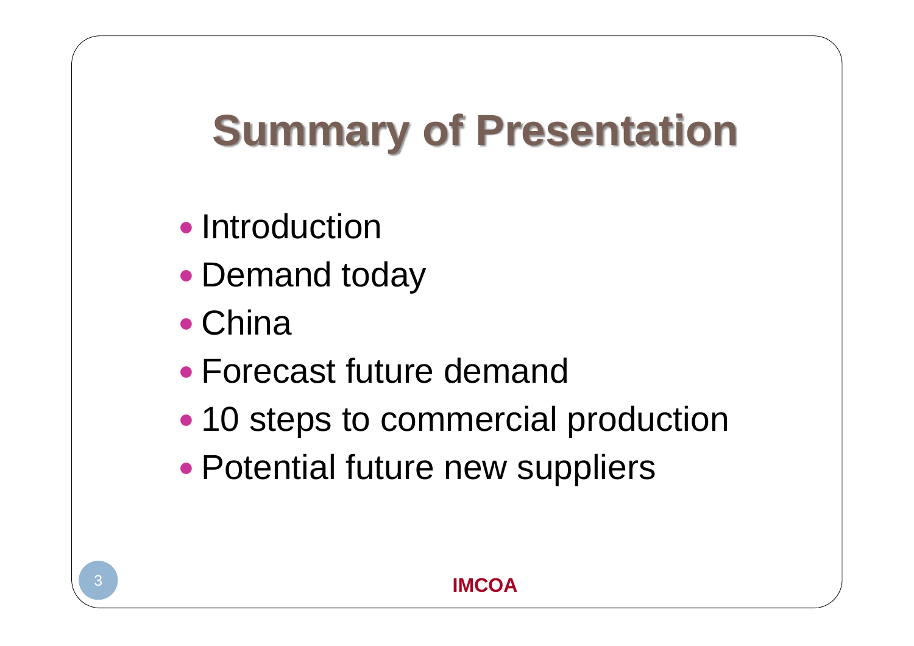# Summary of Presentation

- Introduction
- Demand today
- China
- Forecast future demand
- 10 steps to commercial production
- Potential future new suppliers

**IMCOA**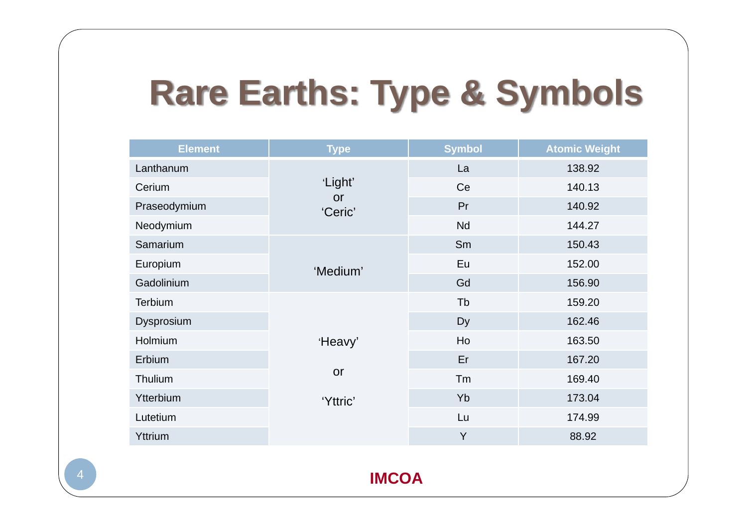# Rare Earths: Type & Symbols

| Element | Type | Symbol | Atomic Weight |
|---|---|---|---|
| Lanthanum | 'Light' or 'Ceric' | La | 138.92 |
| Cerium | | Ce | 140.13 |
| Praseodymium | | Pr | 140.92 |
| Neodymium | | Nd | 144.27 |
| Samarium | 'Medium' | Sm | 150.43 |
| Europium | | Eu | 152.00 |
| Gadolinium | | Gd | 156.90 |
| Terbium | 'Heavy' or 'Yttric' | Tb | 159.20 |
| Dysprosium | | Dy | 162.46 |
| Holmium | | Ho | 163.50 |
| Erbium | | Er | 167.20 |
| Thulium | | Tm | 169.40 |
| Ytterbium | | Yb | 173.04 |
| Lutetium | | Lu | 174.99 |
| Yttrium | | Y | 88.92 |

**IMCOA**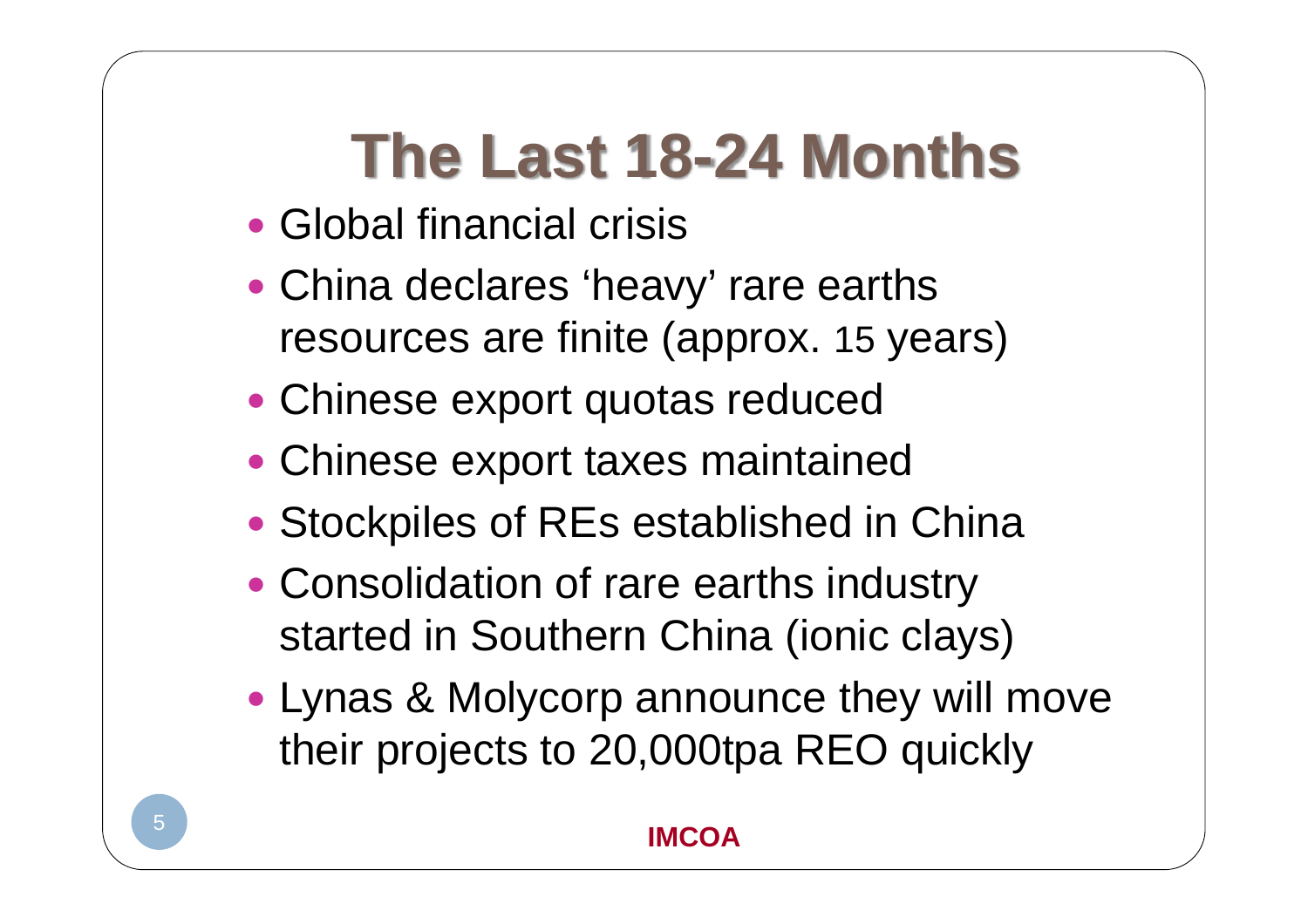# The Last 18-24 Months

- Global financial crisis
- China declares 'heavy' rare earths resources are finite (approx. 15 years)
- Chinese export quotas reduced
- Chinese export taxes maintained
- Stockpiles of REs established in China
- Consolidation of rare earths industry started in Southern China (ionic clays)
- Lynas & Molycorp announce they will move their projects to 20,000tpa REO quickly

IMCOA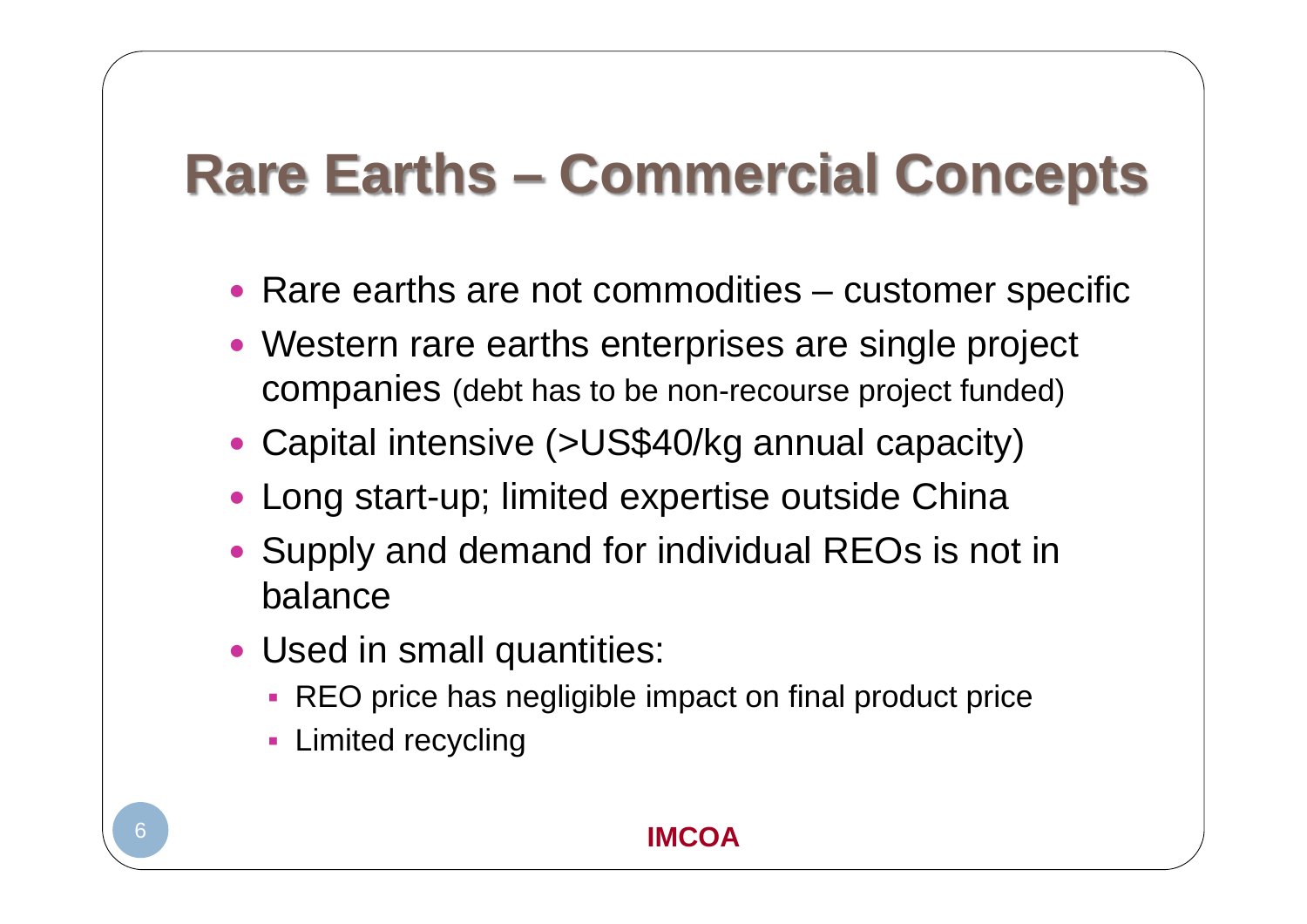# Rare Earths – Commercial Concepts

- Rare earths are not commodities – customer specific
- Western rare earths enterprises are single project companies (debt has to be non-recourse project funded)
- Capital intensive (>US$40/kg annual capacity)
- Long start-up; limited expertise outside China
- Supply and demand for individual REOs is not in balance
- Used in small quantities:
  - REO price has negligible impact on final product price
  - Limited recycling

**IMCOA**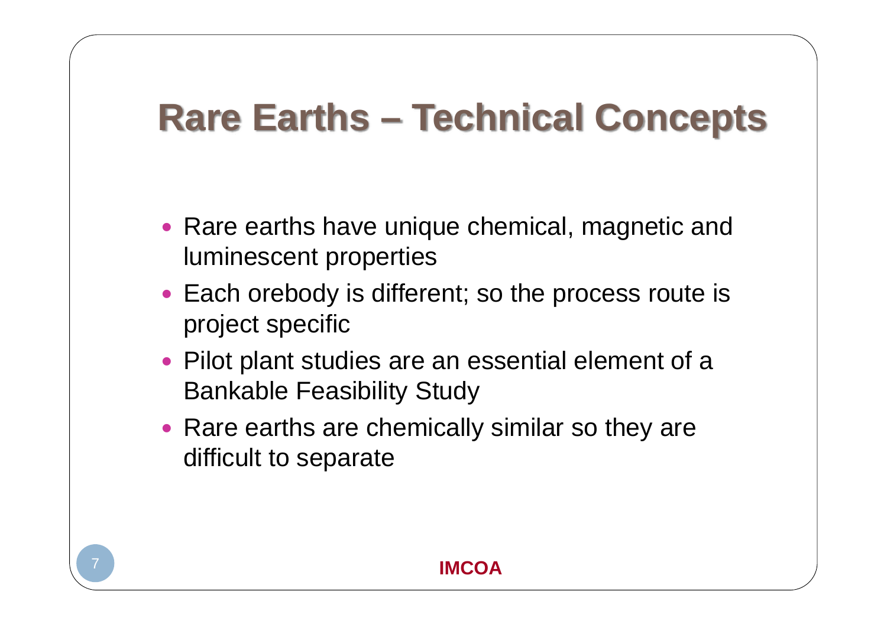# Rare Earths – Technical Concepts

- Rare earths have unique chemical, magnetic and luminescent properties
- Each orebody is different; so the process route is project specific
- Pilot plant studies are an essential element of a Bankable Feasibility Study
- Rare earths are chemically similar so they are difficult to separate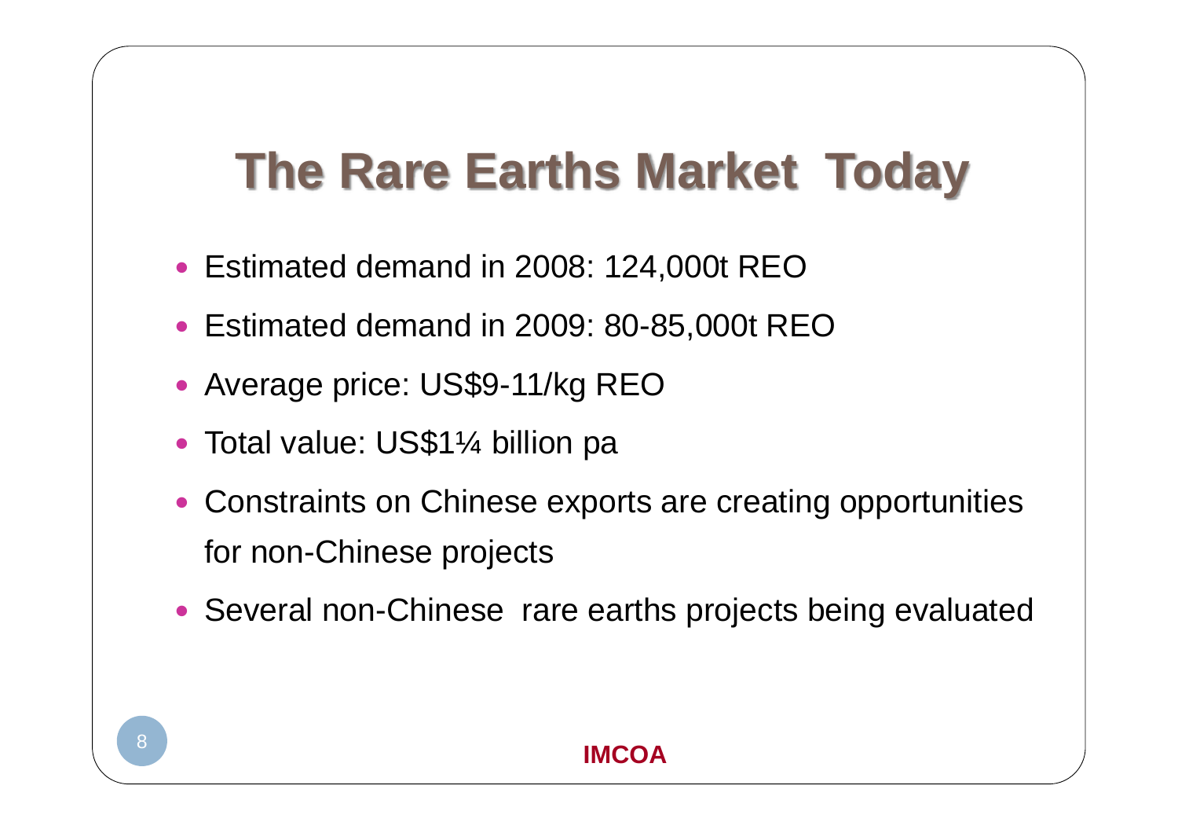# The Rare Earths Market Today

- Estimated demand in 2008: 124,000t REO
- Estimated demand in 2009: 80-85,000t REO
- Average price: US$9-11/kg REO
- Total value: US$1¼ billion pa
- Constraints on Chinese exports are creating opportunities for non-Chinese projects
- Several non-Chinese rare earths projects being evaluated

**IMCOA**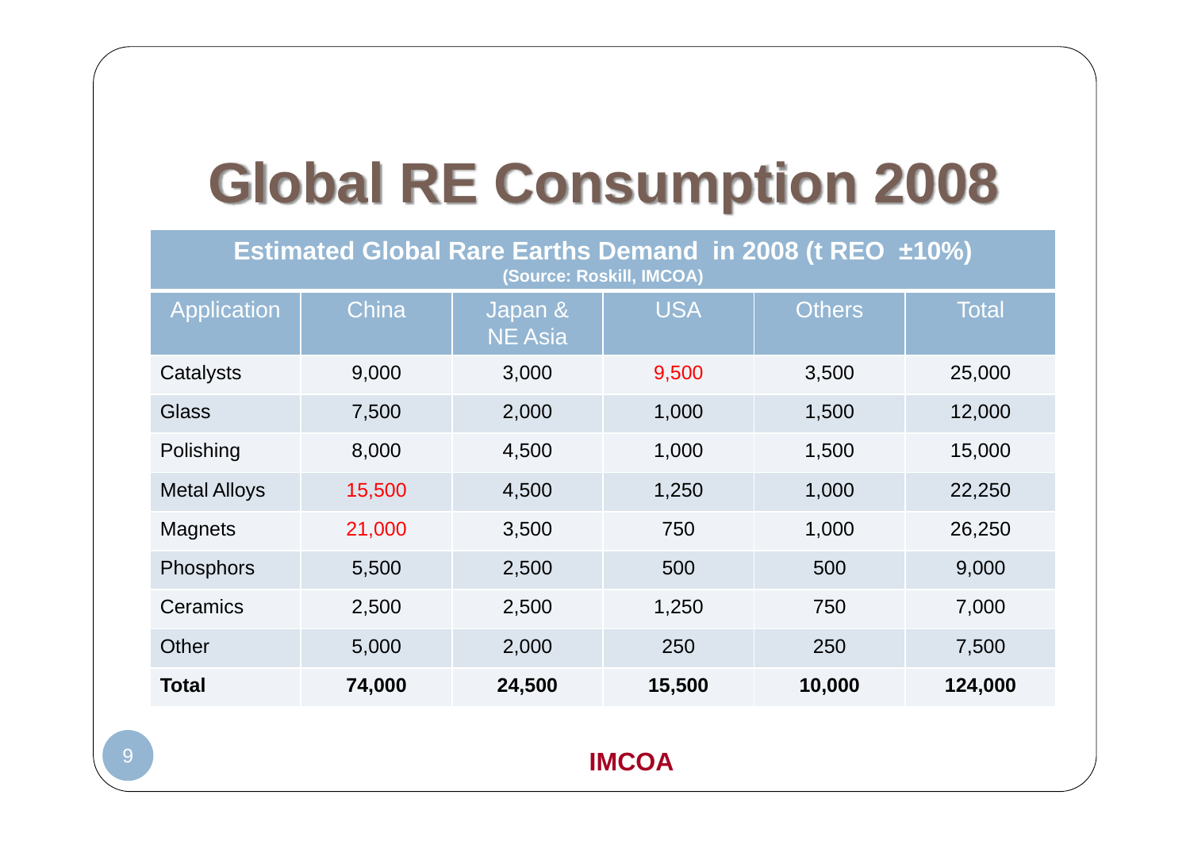# Global RE Consumption 2008

| Estimated Global Rare Earths Demand in 2008 (t REO ±10%) (Source: Roskill, IMCOA) | | | | | |
|---|---|---|---|---|---|
| Application | China | Japan & NE Asia | USA | Others | Total |
| Catalysts | 9,000 | 3,000 | 9,500 | 3,500 | 25,000 |
| Glass | 7,500 | 2,000 | 1,000 | 1,500 | 12,000 |
| Polishing | 8,000 | 4,500 | 1,000 | 1,500 | 15,000 |
| Metal Alloys | 15,500 | 4,500 | 1,250 | 1,000 | 22,250 |
| Magnets | 21,000 | 3,500 | 750 | 1,000 | 26,250 |
| Phosphors | 5,500 | 2,500 | 500 | 500 | 9,000 |
| Ceramics | 2,500 | 2,500 | 1,250 | 750 | 7,000 |
| Other | 5,000 | 2,000 | 250 | 250 | 7,500 |
| **Total** | **74,000** | **24,500** | **15,500** | **10,000** | **124,000** |

**IMCOA**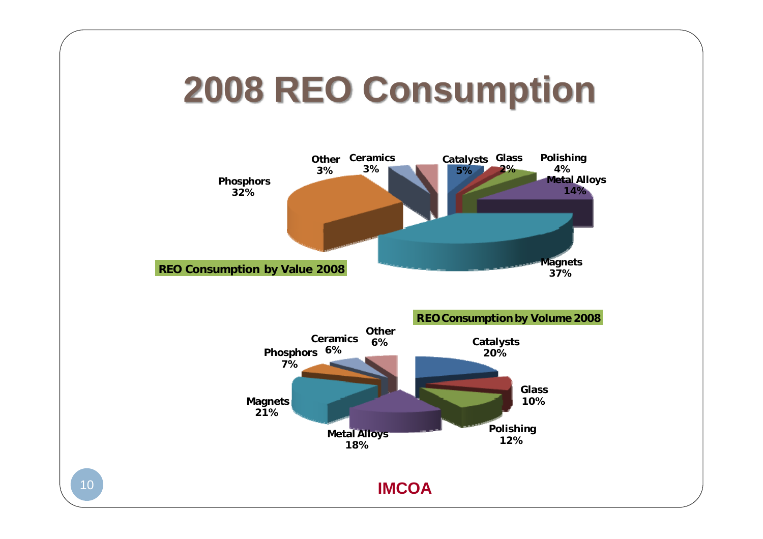# 2008 REO Consumption

**REO Consumption by Value 2008**

| Category | Share |
|---|---|
| Magnets | 37% |
| Phosphors | 32% |
| Metal Alloys | 14% |
| Catalysts | 5% |
| Polishing | 4% |
| Other | 3% |
| Ceramics | 3% |
| Glass | 2% |

**REO Consumption by Volume 2008**

| Category | Share |
|---|---|
| Magnets | 21% |
| Catalysts | 20% |
| Metal Alloys | 18% |
| Polishing | 12% |
| Glass | 10% |
| Phosphors | 7% |
| Ceramics | 6% |
| Other | 6% |

IMCOA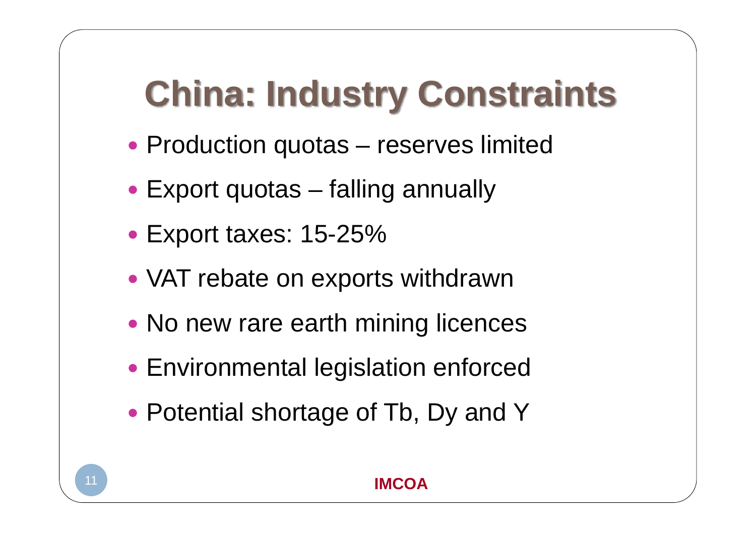# China: Industry Constraints

- Production quotas – reserves limited
- Export quotas – falling annually
- Export taxes: 15-25%
- VAT rebate on exports withdrawn
- No new rare earth mining licences
- Environmental legislation enforced
- Potential shortage of Tb, Dy and Y

**IMCOA**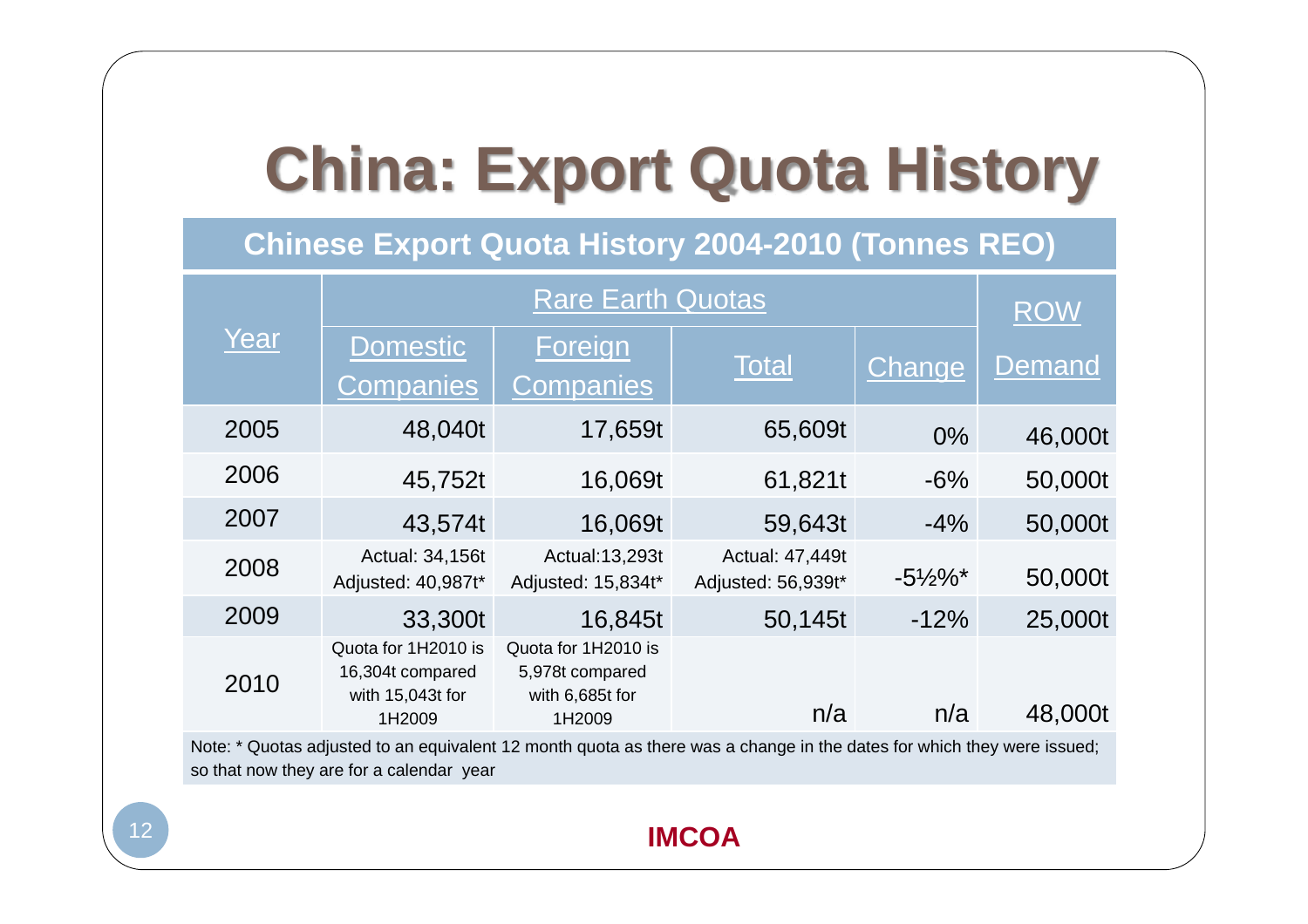# China: Export Quota History

| Chinese Export Quota History 2004-2010 (Tonnes REO) | | | | | |
|---|---|---|---|---|---|
| Year | Rare Earth Quotas | | | | ROW Demand |
| | Domestic Companies | Foreign Companies | Total | Change | |
| 2005 | 48,040t | 17,659t | 65,609t | 0% | 46,000t |
| 2006 | 45,752t | 16,069t | 61,821t | -6% | 50,000t |
| 2007 | 43,574t | 16,069t | 59,643t | -4% | 50,000t |
| 2008 | Actual: 34,156t Adjusted: 40,987t* | Actual:13,293t Adjusted: 15,834t* | Actual: 47,449t Adjusted: 56,939t* | -5½%* | 50,000t |
| 2009 | 33,300t | 16,845t | 50,145t | -12% | 25,000t |
| 2010 | Quota for 1H2010 is 16,304t compared with 15,043t for 1H2009 | Quota for 1H2010 is 5,978t compared with 6,685t for 1H2009 | n/a | n/a | 48,000t |

Note: * Quotas adjusted to an equivalent 12 month quota as there was a change in the dates for which they were issued; so that now they are for a calendar year

**IMCOA**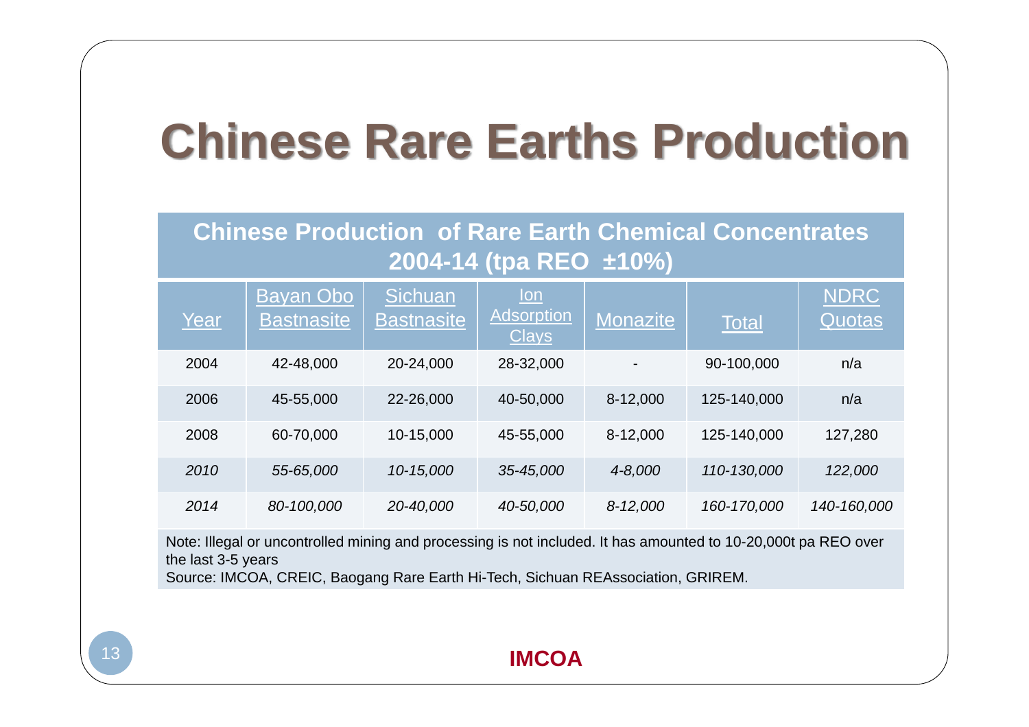# Chinese Rare Earths Production

**Chinese Production of Rare Earth Chemical Concentrates 2004-14 (tpa REO ±10%)**

| Year | Bayan Obo Bastnasite | Sichuan Bastnasite | Ion Adsorption Clays | Monazite | Total | NDRC Quotas |
|---|---|---|---|---|---|---|
| 2004 | 42-48,000 | 20-24,000 | 28-32,000 | - | 90-100,000 | n/a |
| 2006 | 45-55,000 | 22-26,000 | 40-50,000 | 8-12,000 | 125-140,000 | n/a |
| 2008 | 60-70,000 | 10-15,000 | 45-55,000 | 8-12,000 | 125-140,000 | 127,280 |
| *2010* | *55-65,000* | *10-15,000* | *35-45,000* | *4-8,000* | *110-130,000* | *122,000* |
| *2014* | *80-100,000* | *20-40,000* | *40-50,000* | *8-12,000* | *160-170,000* | *140-160,000* |

Note: Illegal or uncontrolled mining and processing is not included. It has amounted to 10-20,000t pa REO over the last 3-5 years

Source: IMCOA, CREIC, Baogang Rare Earth Hi-Tech, Sichuan REAssociation, GRIREM.

IMCOA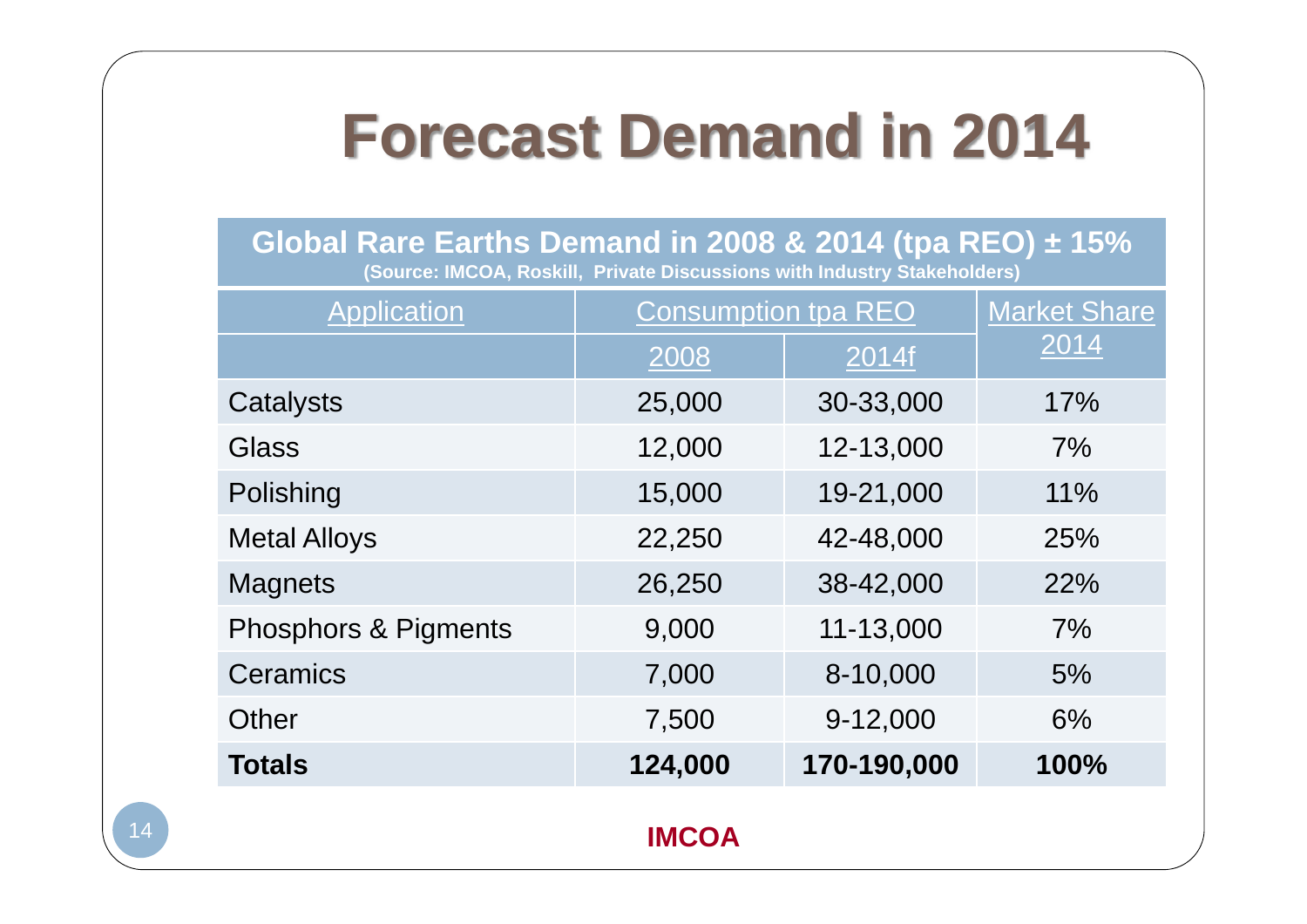# Forecast Demand in 2014

| Global Rare Earths Demand in 2008 & 2014 (tpa REO) ± 15% (Source: IMCOA, Roskill, Private Discussions with Industry Stakeholders) | | | |
|---|---|---|---|
| Application | Consumption tpa REO | | Market Share 2014 |
| | 2008 | 2014f | |
| Catalysts | 25,000 | 30-33,000 | 17% |
| Glass | 12,000 | 12-13,000 | 7% |
| Polishing | 15,000 | 19-21,000 | 11% |
| Metal Alloys | 22,250 | 42-48,000 | 25% |
| Magnets | 26,250 | 38-42,000 | 22% |
| Phosphors & Pigments | 9,000 | 11-13,000 | 7% |
| Ceramics | 7,000 | 8-10,000 | 5% |
| Other | 7,500 | 9-12,000 | 6% |
| **Totals** | **124,000** | **170-190,000** | **100%** |

IMCOA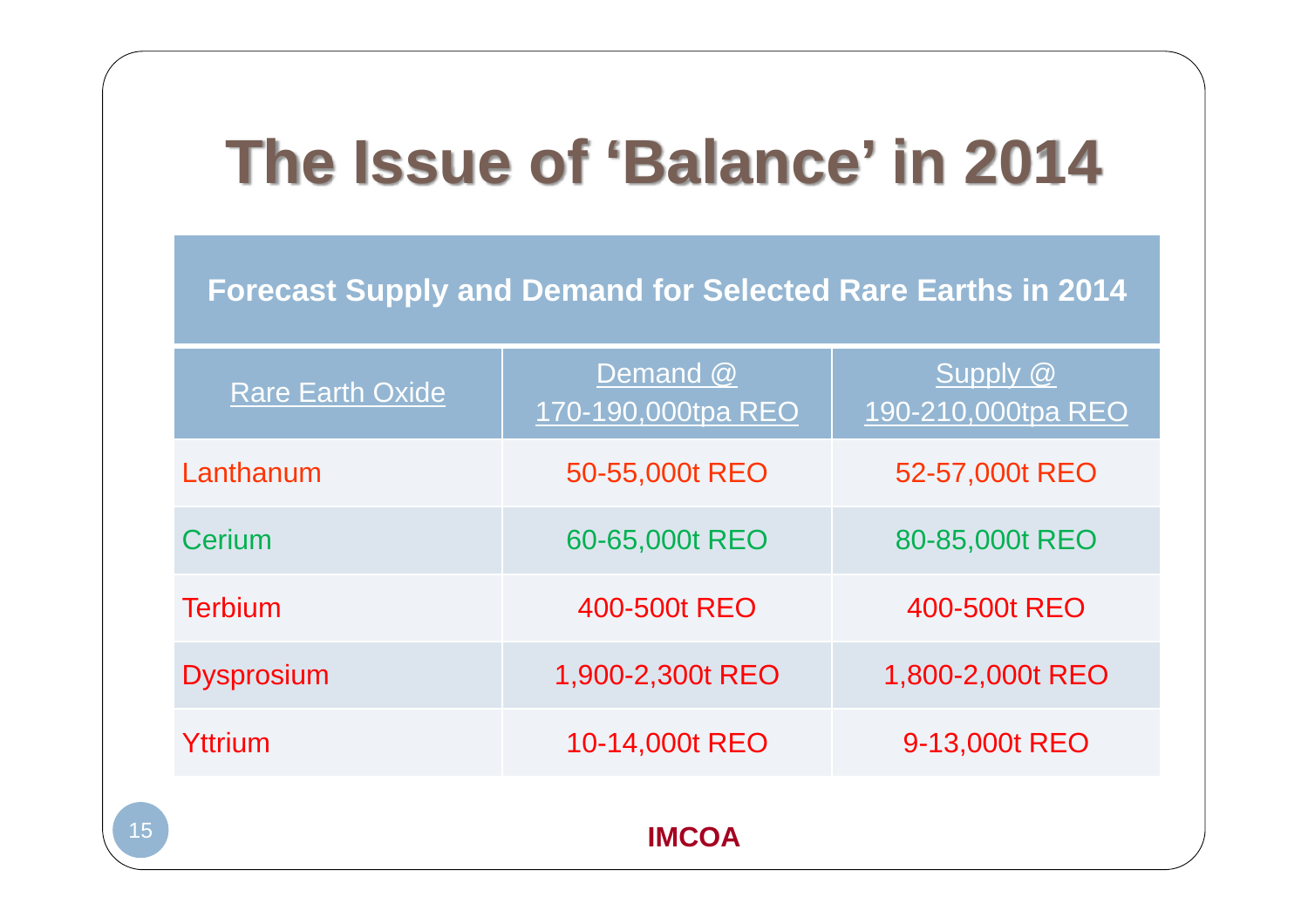# The Issue of 'Balance' in 2014

| Forecast Supply and Demand for Selected Rare Earths in 2014 | | |
|---|---|---|
| Rare Earth Oxide | Demand @ 170-190,000tpa REO | Supply @ 190-210,000tpa REO |
| Lanthanum | 50-55,000t REO | 52-57,000t REO |
| Cerium | 60-65,000t REO | 80-85,000t REO |
| Terbium | 400-500t REO | 400-500t REO |
| Dysprosium | 1,900-2,300t REO | 1,800-2,000t REO |
| Yttrium | 10-14,000t REO | 9-13,000t REO |

**IMCOA**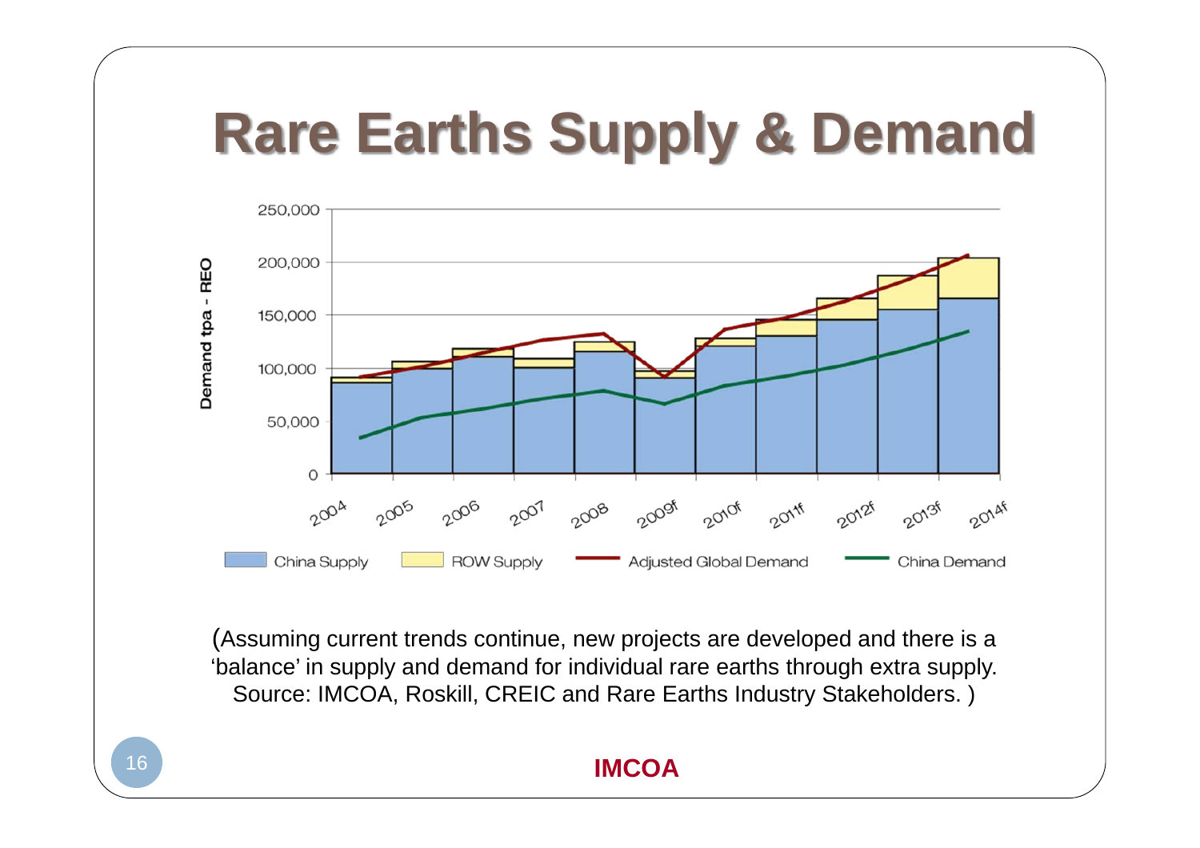# Rare Earths Supply & Demand

(Assuming current trends continue, new projects are developed and there is a 'balance' in supply and demand for individual rare earths through extra supply. Source: IMCOA, Roskill, CREIC and Rare Earths Industry Stakeholders. )

IMCOA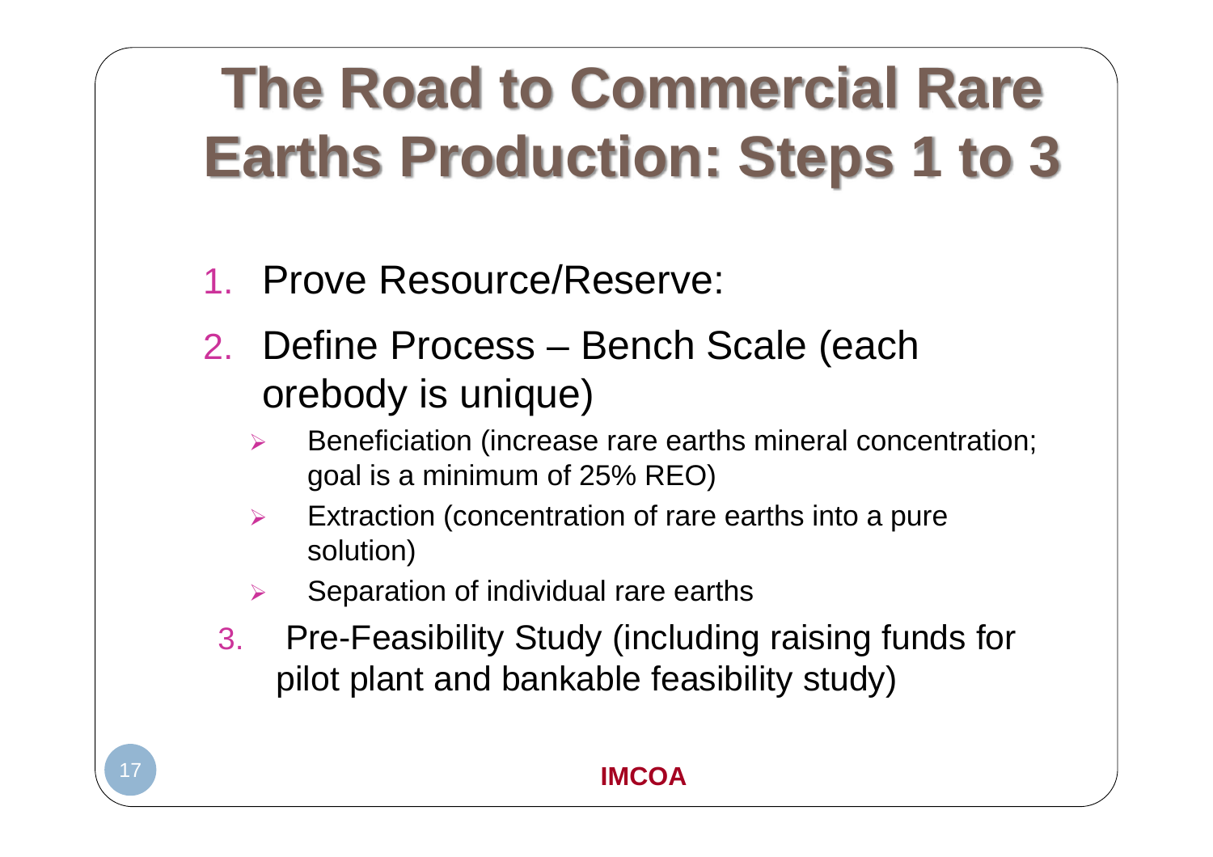# The Road to Commercial Rare Earths Production: Steps 1 to 3

1. Prove Resource/Reserve:
2. Define Process – Bench Scale (each orebody is unique)
   - Beneficiation (increase rare earths mineral concentration; goal is a minimum of 25% REO)
   - Extraction (concentration of rare earths into a pure solution)
   - Separation of individual rare earths
3. Pre-Feasibility Study (including raising funds for pilot plant and bankable feasibility study)

**IMCOA**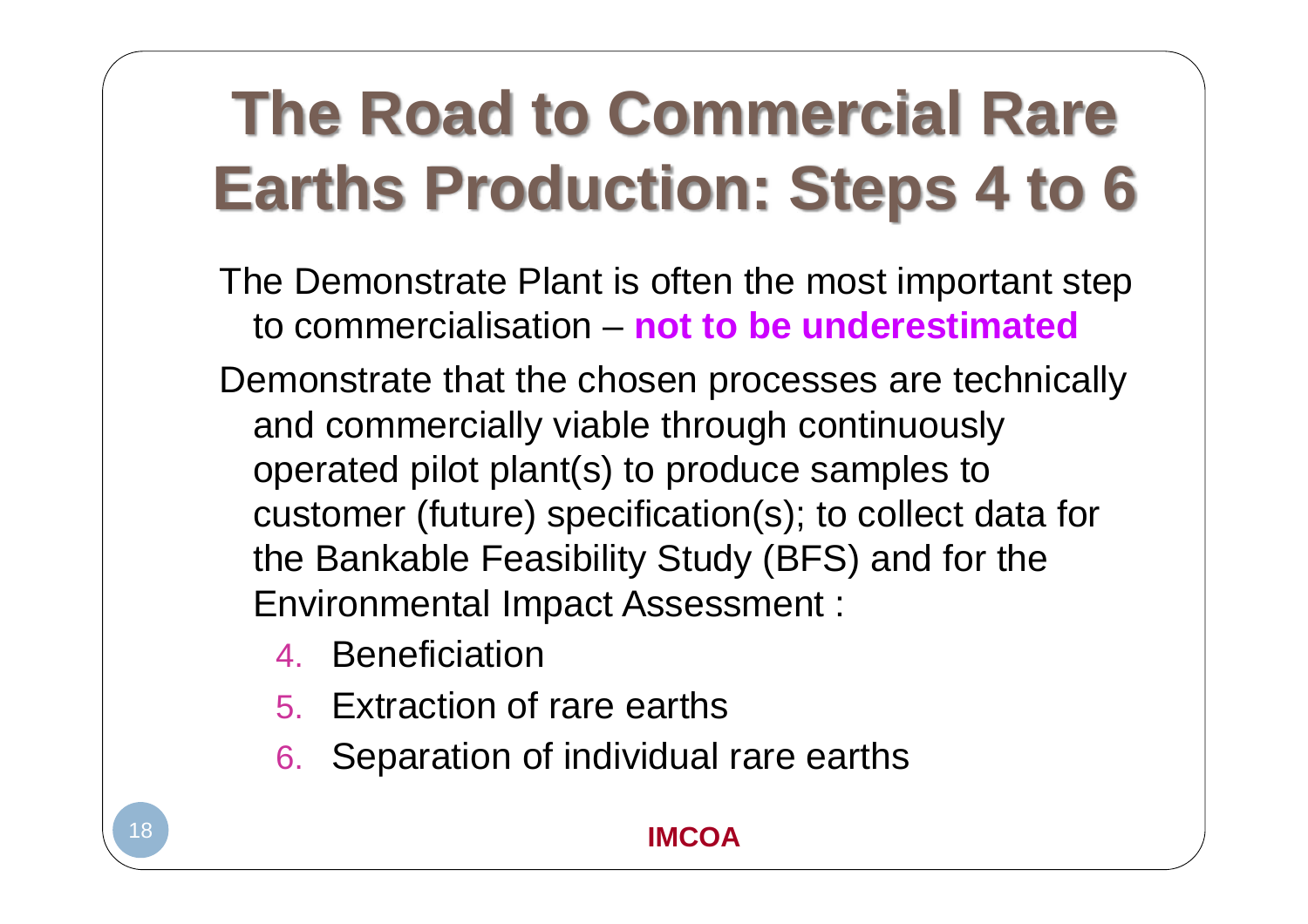# The Road to Commercial Rare Earths Production: Steps 4 to 6

The Demonstrate Plant is often the most important step to commercialisation – **not to be underestimated**

Demonstrate that the chosen processes are technically and commercially viable through continuously operated pilot plant(s) to produce samples to customer (future) specification(s); to collect data for the Bankable Feasibility Study (BFS) and for the Environmental Impact Assessment :

4. Beneficiation
5. Extraction of rare earths
6. Separation of individual rare earths

**IMCOA**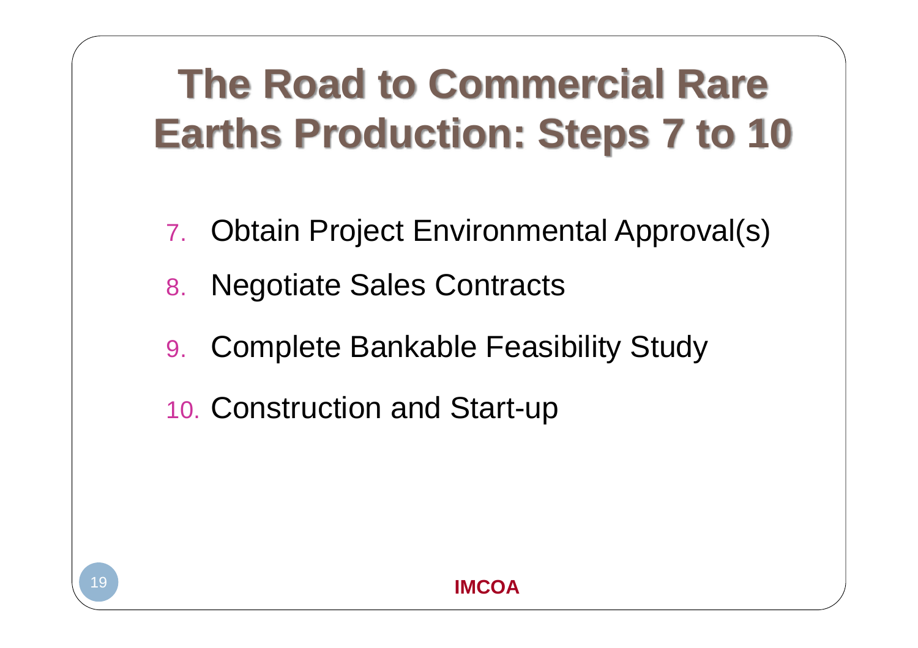# The Road to Commercial Rare Earths Production: Steps 7 to 10

7. Obtain Project Environmental Approval(s)
8. Negotiate Sales Contracts
9. Complete Bankable Feasibility Study
10. Construction and Start-up

**IMCOA**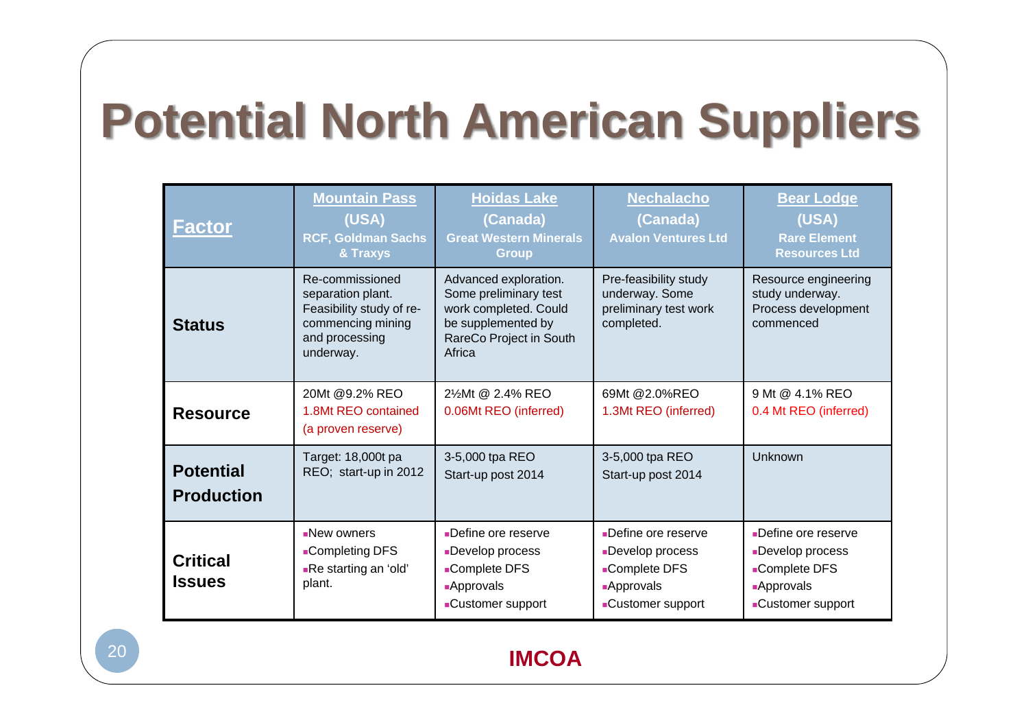# Potential North American Suppliers

| Factor | Mountain Pass (USA) RCF, Goldman Sachs & Traxys | Hoidas Lake (Canada) Great Western Minerals Group | Nechalacho (Canada) Avalon Ventures Ltd | Bear Lodge (USA) Rare Element Resources Ltd |
|---|---|---|---|---|
| **Status** | Re-commissioned separation plant. Feasibility study of re-commencing mining and processing underway. | Advanced exploration. Some preliminary test work completed. Could be supplemented by RareCo Project in South Africa | Pre-feasibility study underway. Some preliminary test work completed. | Resource engineering study underway. Process development commenced |
| **Resource** | 20Mt @9.2% REO 1.8Mt REO contained (a proven reserve) | 2½Mt @ 2.4% REO 0.06Mt REO (inferred) | 69Mt @2.0%REO 1.3Mt REO (inferred) | 9 Mt @ 4.1% REO 0.4 Mt REO (inferred) |
| **Potential Production** | Target: 18,000t pa REO; start-up in 2012 | 3-5,000 tpa REO Start-up post 2014 | 3-5,000 tpa REO Start-up post 2014 | Unknown |
| **Critical Issues** | ▪New owners ▪Completing DFS ▪Re starting an 'old' plant. | ▪Define ore reserve ▪Develop process ▪Complete DFS ▪Approvals ▪Customer support | ▪Define ore reserve ▪Develop process ▪Complete DFS ▪Approvals ▪Customer support | ▪Define ore reserve ▪Develop process ▪Complete DFS ▪Approvals ▪Customer support |

**IMCOA**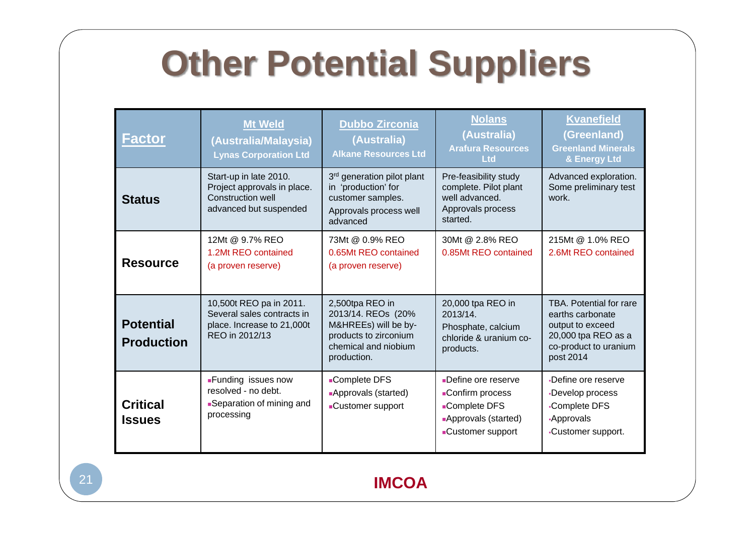# Other Potential Suppliers

| Factor | Mt Weld (Australia/Malaysia) Lynas Corporation Ltd | Dubbo Zirconia (Australia) Alkane Resources Ltd | Nolans (Australia) Arafura Resources Ltd | Kvanefjeld (Greenland) Greenland Minerals & Energy Ltd |
|---|---|---|---|---|
| **Status** | Start-up in late 2010. Project approvals in place. Construction well advanced but suspended | 3rd generation pilot plant in 'production' for customer samples. Approvals process well advanced | Pre-feasibility study complete. Pilot plant well advanced. Approvals process started. | Advanced exploration. Some preliminary test work. |
| **Resource** | 12Mt @ 9.7% REO 1.2Mt REO contained (a proven reserve) | 73Mt @ 0.9% REO 0.65Mt REO contained (a proven reserve) | 30Mt @ 2.8% REO 0.85Mt REO contained | 215Mt @ 1.0% REO 2.6Mt REO contained |
| **Potential Production** | 10,500t REO pa in 2011. Several sales contracts in place. Increase to 21,000t REO in 2012/13 | 2,500tpa REO in 2013/14. REOs (20% M&HREEs) will be by-products to zirconium chemical and niobium production. | 20,000 tpa REO in 2013/14. Phosphate, calcium chloride & uranium co-products. | TBA. Potential for rare earths carbonate output to exceed 20,000 tpa REO as a co-product to uranium post 2014 |
| **Critical Issues** | ▪Funding issues now resolved - no debt. ▪Separation of mining and processing | ▪Complete DFS ▪Approvals (started) ▪Customer support | ▪Define ore reserve ▪Confirm process ▪Complete DFS ▪Approvals (started) ▪Customer support | ▪Define ore reserve ▪Develop process ▪Complete DFS ▪Approvals ▪Customer support. |

IMCOA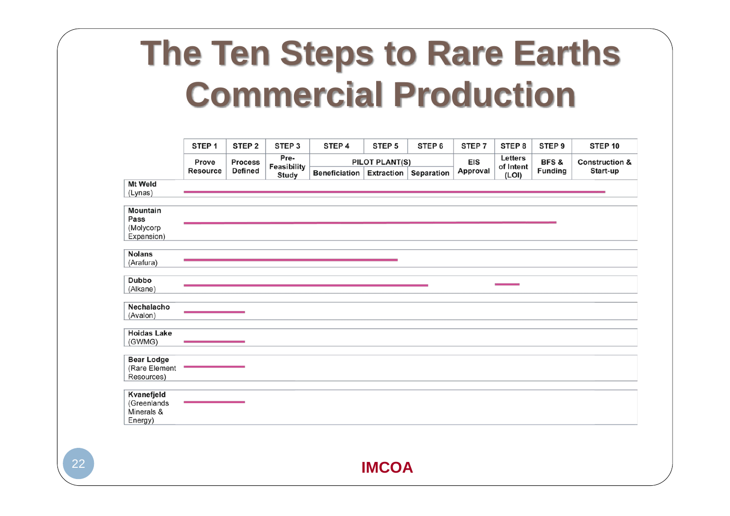# The Ten Steps to Rare Earths Commercial Production

| | STEP 1 | STEP 2 | STEP 3 | STEP 4 | STEP 5 | STEP 6 | STEP 7 | STEP 8 | STEP 9 | STEP 10 |
|---|---|---|---|---|---|---|---|---|---|---|
| | Prove Resource | Process Defined | Pre-Feasibility Study | PILOT PLANT(S) | | | EIS Approval | Letters of Intent (LOI) | BFS & Funding | Construction & Start-up |
| | | | | Beneficiation | Extraction | Separation | | | | |
| **Mt Weld** (Lynas) | ━━ | ━━ | ━━ | ━━ | ━━ | ━━ | ━━ | ━━ | ━━ | ━ |
| **Mountain Pass** (Molycorp Expansion) | ━━ | ━━ | ━━ | ━━ | ━━ | ━━ | ━━ | ━━ | ━ | |
| **Nolans** (Arafura) | ━━ | ━━ | ━━ | ━━ | ━ | | | | | |
| **Dubbo** (Alkane) | ━━ | ━━ | ━━ | ━━ | ━━ | ━ | | ━ | | |
| **Nechalacho** (Avalon) | ━━ | ━ | | | | | | | | |
| **Hoidas Lake** (GWMG) | ━━ | ━ | | | | | | | | |
| **Bear Lodge** (Rare Element Resources) | ━━ | ━ | | | | | | | | |
| **Kvanefjeld** (Greenlands Minerals & Energy) | ━━ | ━ | | | | | | | | |

IMCOA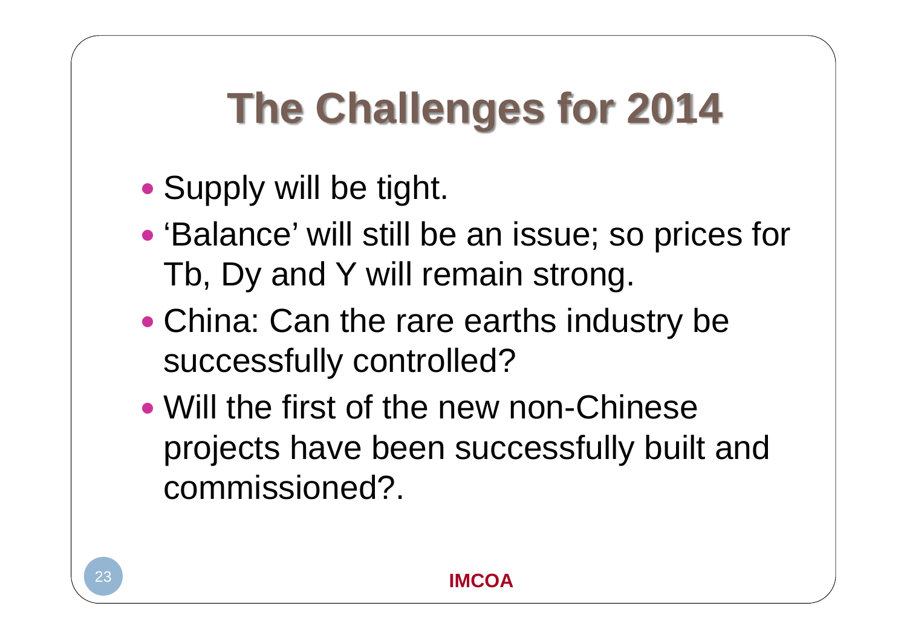# The Challenges for 2014

- Supply will be tight.
- 'Balance' will still be an issue; so prices for Tb, Dy and Y will remain strong.
- China: Can the rare earths industry be successfully controlled?
- Will the first of the new non-Chinese projects have been successfully built and commissioned?.

IMCOA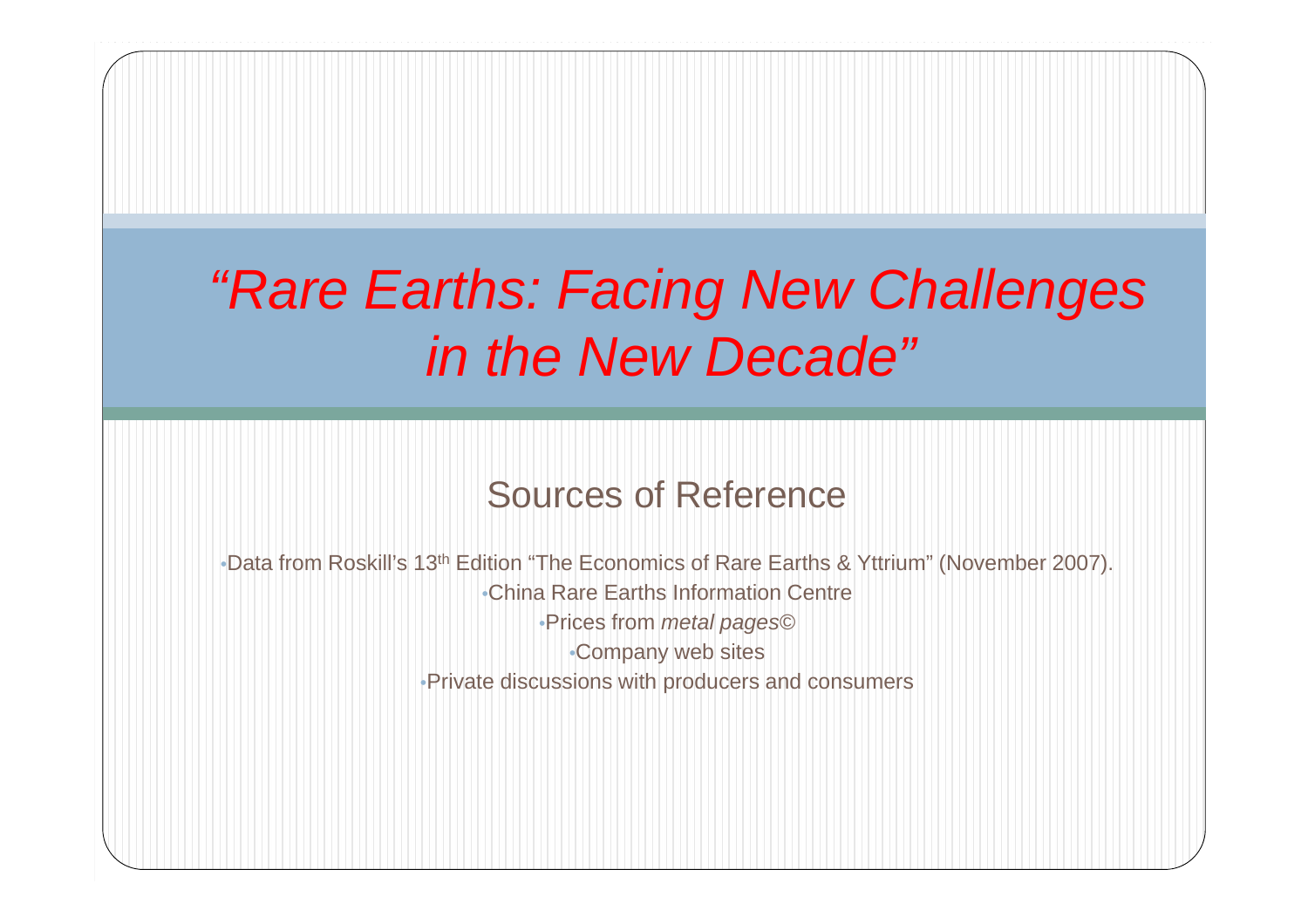# *"Rare Earths: Facing New Challenges in the New Decade"*

## Sources of Reference

- Data from Roskill's 13th Edition "The Economics of Rare Earths & Yttrium" (November 2007).
- China Rare Earths Information Centre
- Prices from *metal pages*©
- Company web sites
- Private discussions with producers and consumers